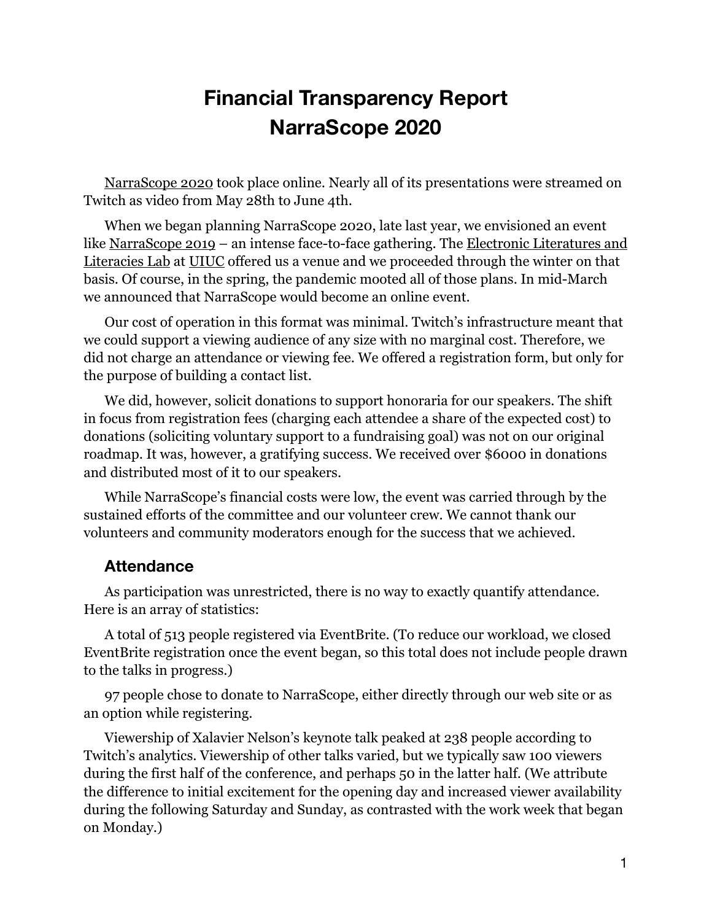# Financial Transparency Report
# NarraScope 2020

NarraScope 2020 took place online. Nearly all of its presentations were streamed on Twitch as video from May 28th to June 4th.

When we began planning NarraScope 2020, late last year, we envisioned an event like NarraScope 2019 – an intense face-to-face gathering. The Electronic Literatures and Literacies Lab at UIUC offered us a venue and we proceeded through the winter on that basis. Of course, in the spring, the pandemic mooted all of those plans. In mid-March we announced that NarraScope would become an online event.

Our cost of operation in this format was minimal. Twitch's infrastructure meant that we could support a viewing audience of any size with no marginal cost. Therefore, we did not charge an attendance or viewing fee. We offered a registration form, but only for the purpose of building a contact list.

We did, however, solicit donations to support honoraria for our speakers. The shift in focus from registration fees (charging each attendee a share of the expected cost) to donations (soliciting voluntary support to a fundraising goal) was not on our original roadmap. It was, however, a gratifying success. We received over $6000 in donations and distributed most of it to our speakers.

While NarraScope's financial costs were low, the event was carried through by the sustained efforts of the committee and our volunteer crew. We cannot thank our volunteers and community moderators enough for the success that we achieved.

## Attendance

As participation was unrestricted, there is no way to exactly quantify attendance. Here is an array of statistics:

A total of 513 people registered via EventBrite. (To reduce our workload, we closed EventBrite registration once the event began, so this total does not include people drawn to the talks in progress.)

97 people chose to donate to NarraScope, either directly through our web site or as an option while registering.

Viewership of Xalavier Nelson's keynote talk peaked at 238 people according to Twitch's analytics. Viewership of other talks varied, but we typically saw 100 viewers during the first half of the conference, and perhaps 50 in the latter half. (We attribute the difference to initial excitement for the opening day and increased viewer availability during the following Saturday and Sunday, as contrasted with the work week that began on Monday.)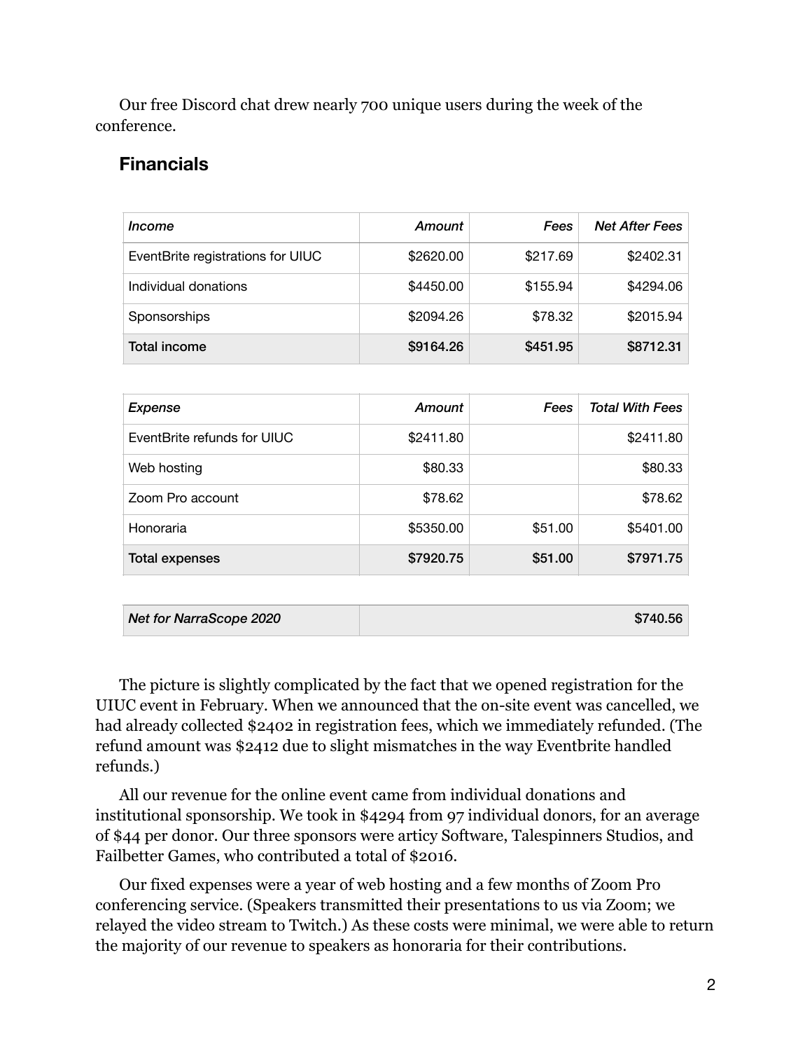Our free Discord chat drew nearly 700 unique users during the week of the conference.

## Financials

| *Income* | *Amount* | *Fees* | *Net After Fees* |
|---|---:|---:|---:|
| EventBrite registrations for UIUC | $2620.00 | $217.69 | $2402.31 |
| Individual donations | $4450.00 | $155.94 | $4294.06 |
| Sponsorships | $2094.26 | $78.32 | $2015.94 |
| **Total income** | **$9164.26** | **$451.95** | **$8712.31** |

| *Expense* | *Amount* | *Fees* | *Total With Fees* |
|---|---:|---:|---:|
| EventBrite refunds for UIUC | $2411.80 | | $2411.80 |
| Web hosting | $80.33 | | $80.33 |
| Zoom Pro account | $78.62 | | $78.62 |
| Honoraria | $5350.00 | $51.00 | $5401.00 |
| **Total expenses** | **$7920.75** | **$51.00** | **$7971.75** |

| ***Net for NarraScope 2020*** | **$740.56** |
|---|---:|

The picture is slightly complicated by the fact that we opened registration for the UIUC event in February. When we announced that the on-site event was cancelled, we had already collected $2402 in registration fees, which we immediately refunded. (The refund amount was $2412 due to slight mismatches in the way Eventbrite handled refunds.)

All our revenue for the online event came from individual donations and institutional sponsorship. We took in $4294 from 97 individual donors, for an average of $44 per donor. Our three sponsors were articy Software, Talespinners Studios, and Failbetter Games, who contributed a total of $2016.

Our fixed expenses were a year of web hosting and a few months of Zoom Pro conferencing service. (Speakers transmitted their presentations to us via Zoom; we relayed the video stream to Twitch.) As these costs were minimal, we were able to return the majority of our revenue to speakers as honoraria for their contributions.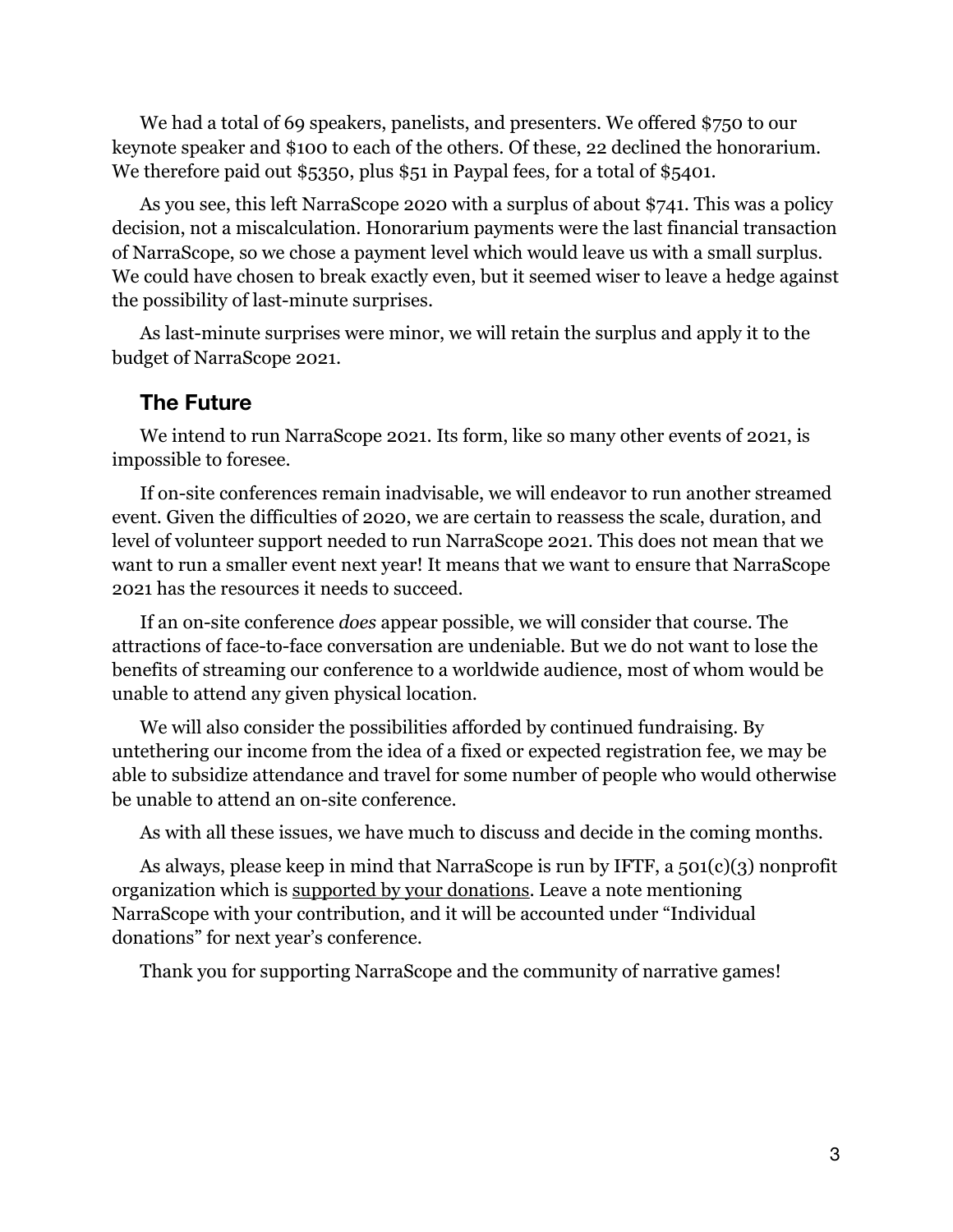We had a total of 69 speakers, panelists, and presenters. We offered $750 to our keynote speaker and $100 to each of the others. Of these, 22 declined the honorarium. We therefore paid out $5350, plus $51 in Paypal fees, for a total of $5401.

As you see, this left NarraScope 2020 with a surplus of about $741. This was a policy decision, not a miscalculation. Honorarium payments were the last financial transaction of NarraScope, so we chose a payment level which would leave us with a small surplus. We could have chosen to break exactly even, but it seemed wiser to leave a hedge against the possibility of last-minute surprises.

As last-minute surprises were minor, we will retain the surplus and apply it to the budget of NarraScope 2021.

## The Future

We intend to run NarraScope 2021. Its form, like so many other events of 2021, is impossible to foresee.

If on-site conferences remain inadvisable, we will endeavor to run another streamed event. Given the difficulties of 2020, we are certain to reassess the scale, duration, and level of volunteer support needed to run NarraScope 2021. This does not mean that we want to run a smaller event next year! It means that we want to ensure that NarraScope 2021 has the resources it needs to succeed.

If an on-site conference *does* appear possible, we will consider that course. The attractions of face-to-face conversation are undeniable. But we do not want to lose the benefits of streaming our conference to a worldwide audience, most of whom would be unable to attend any given physical location.

We will also consider the possibilities afforded by continued fundraising. By untethering our income from the idea of a fixed or expected registration fee, we may be able to subsidize attendance and travel for some number of people who would otherwise be unable to attend an on-site conference.

As with all these issues, we have much to discuss and decide in the coming months.

As always, please keep in mind that NarraScope is run by IFTF, a 501(c)(3) nonprofit organization which is supported by your donations. Leave a note mentioning NarraScope with your contribution, and it will be accounted under "Individual donations" for next year's conference.

Thank you for supporting NarraScope and the community of narrative games!